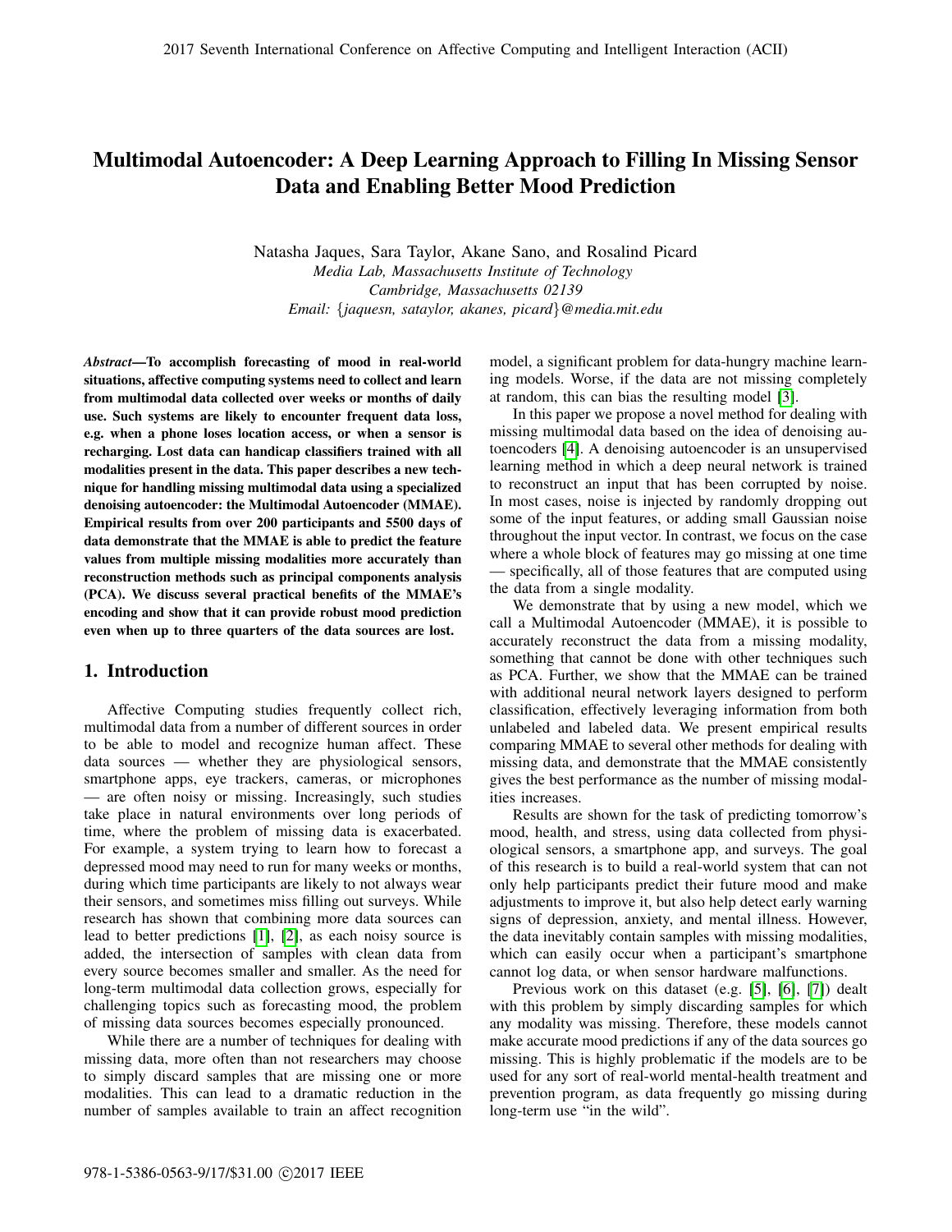# Multimodal Autoencoder: A Deep Learning Approach to Filling In Missing Sensor Data and Enabling Better Mood Prediction

Natasha Jaques, Sara Taylor, Akane Sano, and Rosalind Picard
*Media Lab, Massachusetts Institute of Technology*
*Cambridge, Massachusetts 02139*
*Email: {jaquesn, sataylor, akanes, picard}@media.mit.edu*

***Abstract*—To accomplish forecasting of mood in real-world situations, affective computing systems need to collect and learn from multimodal data collected over weeks or months of daily use. Such systems are likely to encounter frequent data loss, e.g. when a phone loses location access, or when a sensor is recharging. Lost data can handicap classifiers trained with all modalities present in the data. This paper describes a new technique for handling missing multimodal data using a specialized denoising autoencoder: the Multimodal Autoencoder (MMAE). Empirical results from over 200 participants and 5500 days of data demonstrate that the MMAE is able to predict the feature values from multiple missing modalities more accurately than reconstruction methods such as principal components analysis (PCA). We discuss several practical benefits of the MMAE's encoding and show that it can provide robust mood prediction even when up to three quarters of the data sources are lost.**

## 1. Introduction

Affective Computing studies frequently collect rich, multimodal data from a number of different sources in order to be able to model and recognize human affect. These data sources — whether they are physiological sensors, smartphone apps, eye trackers, cameras, or microphones — are often noisy or missing. Increasingly, such studies take place in natural environments over long periods of time, where the problem of missing data is exacerbated. For example, a system trying to learn how to forecast a depressed mood may need to run for many weeks or months, during which time participants are likely to not always wear their sensors, and sometimes miss filling out surveys. While research has shown that combining more data sources can lead to better predictions [1], [2], as each noisy source is added, the intersection of samples with clean data from every source becomes smaller and smaller. As the need for long-term multimodal data collection grows, especially for challenging topics such as forecasting mood, the problem of missing data sources becomes especially pronounced.

While there are a number of techniques for dealing with missing data, more often than not researchers may choose to simply discard samples that are missing one or more modalities. This can lead to a dramatic reduction in the number of samples available to train an affect recognition model, a significant problem for data-hungry machine learning models. Worse, if the data are not missing completely at random, this can bias the resulting model [3].

In this paper we propose a novel method for dealing with missing multimodal data based on the idea of denoising autoencoders [4]. A denoising autoencoder is an unsupervised learning method in which a deep neural network is trained to reconstruct an input that has been corrupted by noise. In most cases, noise is injected by randomly dropping out some of the input features, or adding small Gaussian noise throughout the input vector. In contrast, we focus on the case where a whole block of features may go missing at one time — specifically, all of those features that are computed using the data from a single modality.

We demonstrate that by using a new model, which we call a Multimodal Autoencoder (MMAE), it is possible to accurately reconstruct the data from a missing modality, something that cannot be done with other techniques such as PCA. Further, we show that the MMAE can be trained with additional neural network layers designed to perform classification, effectively leveraging information from both unlabeled and labeled data. We present empirical results comparing MMAE to several other methods for dealing with missing data, and demonstrate that the MMAE consistently gives the best performance as the number of missing modalities increases.

Results are shown for the task of predicting tomorrow's mood, health, and stress, using data collected from physiological sensors, a smartphone app, and surveys. The goal of this research is to build a real-world system that can not only help participants predict their future mood and make adjustments to improve it, but also help detect early warning signs of depression, anxiety, and mental illness. However, the data inevitably contain samples with missing modalities, which can easily occur when a participant's smartphone cannot log data, or when sensor hardware malfunctions.

Previous work on this dataset (e.g. [5], [6], [7]) dealt with this problem by simply discarding samples for which any modality was missing. Therefore, these models cannot make accurate mood predictions if any of the data sources go missing. This is highly problematic if the models are to be used for any sort of real-world mental-health treatment and prevention program, as data frequently go missing during long-term use "in the wild".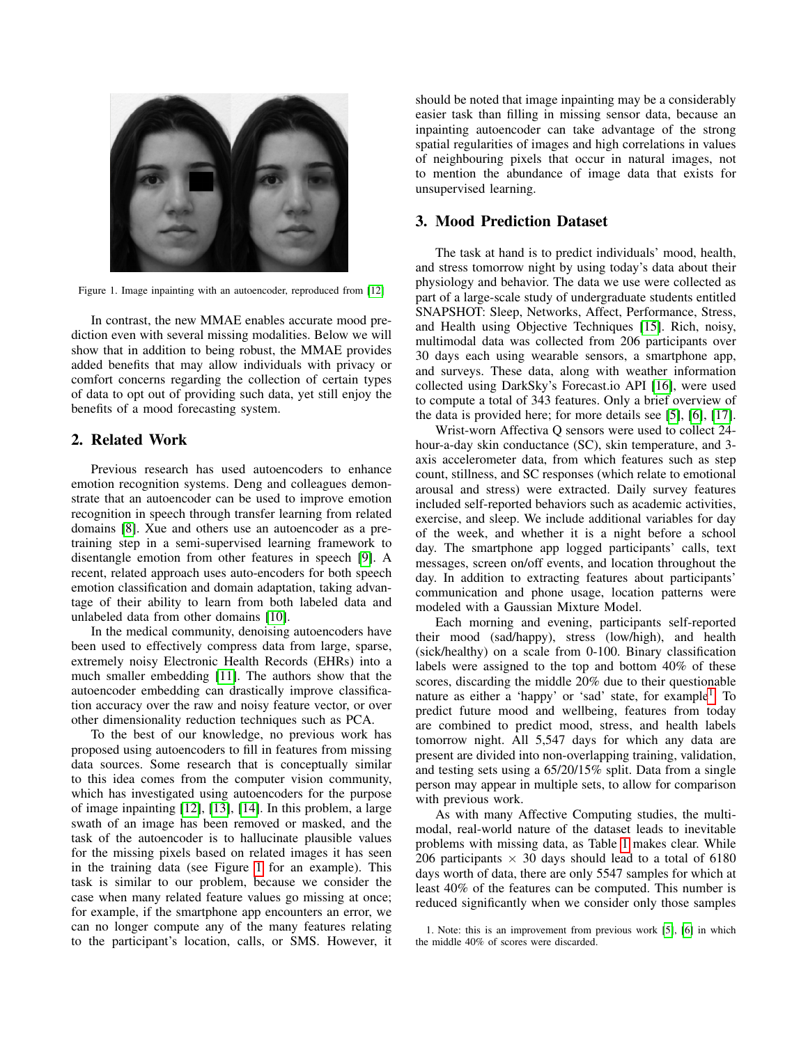Figure 1. Image inpainting with an autoencoder, reproduced from [12]

In contrast, the new MMAE enables accurate mood prediction even with several missing modalities. Below we will show that in addition to being robust, the MMAE provides added benefits that may allow individuals with privacy or comfort concerns regarding the collection of certain types of data to opt out of providing such data, yet still enjoy the benefits of a mood forecasting system.

## 2. Related Work

Previous research has used autoencoders to enhance emotion recognition systems. Deng and colleagues demonstrate that an autoencoder can be used to improve emotion recognition in speech through transfer learning from related domains [8]. Xue and others use an autoencoder as a pre-training step in a semi-supervised learning framework to disentangle emotion from other features in speech [9]. A recent, related approach uses auto-encoders for both speech emotion classification and domain adaptation, taking advantage of their ability to learn from both labeled data and unlabeled data from other domains [10].

In the medical community, denoising autoencoders have been used to effectively compress data from large, sparse, extremely noisy Electronic Health Records (EHRs) into a much smaller embedding [11]. The authors show that the autoencoder embedding can drastically improve classification accuracy over the raw and noisy feature vector, or over other dimensionality reduction techniques such as PCA.

To the best of our knowledge, no previous work has proposed using autoencoders to fill in features from missing data sources. Some research that is conceptually similar to this idea comes from the computer vision community, which has investigated using autoencoders for the purpose of image inpainting [12], [13], [14]. In this problem, a large swath of an image has been removed or masked, and the task of the autoencoder is to hallucinate plausible values for the missing pixels based on related images it has seen in the training data (see Figure 1 for an example). This task is similar to our problem, because we consider the case when many related feature values go missing at once; for example, if the smartphone app encounters an error, we can no longer compute any of the many features relating to the participant's location, calls, or SMS. However, it should be noted that image inpainting may be a considerably easier task than filling in missing sensor data, because an inpainting autoencoder can take advantage of the strong spatial regularities of images and high correlations in values of neighbouring pixels that occur in natural images, not to mention the abundance of image data that exists for unsupervised learning.

## 3. Mood Prediction Dataset

The task at hand is to predict individuals' mood, health, and stress tomorrow night by using today's data about their physiology and behavior. The data we use were collected as part of a large-scale study of undergraduate students entitled SNAPSHOT: Sleep, Networks, Affect, Performance, Stress, and Health using Objective Techniques [15]. Rich, noisy, multimodal data was collected from 206 participants over 30 days each using wearable sensors, a smartphone app, and surveys. These data, along with weather information collected using DarkSky's Forecast.io API [16], were used to compute a total of 343 features. Only a brief overview of the data is provided here; for more details see [5], [6], [17].

Wrist-worn Affectiva Q sensors were used to collect 24-hour-a-day skin conductance (SC), skin temperature, and 3-axis accelerometer data, from which features such as step count, stillness, and SC responses (which relate to emotional arousal and stress) were extracted. Daily survey features included self-reported behaviors such as academic activities, exercise, and sleep. We include additional variables for day of the week, and whether it is a night before a school day. The smartphone app logged participants' calls, text messages, screen on/off events, and location throughout the day. In addition to extracting features about participants' communication and phone usage, location patterns were modeled with a Gaussian Mixture Model.

Each morning and evening, participants self-reported their mood (sad/happy), stress (low/high), and health (sick/healthy) on a scale from 0-100. Binary classification labels were assigned to the top and bottom 40% of these scores, discarding the middle 20% due to their questionable nature as either a 'happy' or 'sad' state, for example[1]. To predict future mood and wellbeing, features from today are combined to predict mood, stress, and health labels tomorrow night. All 5,547 days for which any data are present are divided into non-overlapping training, validation, and testing sets using a 65/20/15% split. Data from a single person may appear in multiple sets, to allow for comparison with previous work.

As with many Affective Computing studies, the multi-modal, real-world nature of the dataset leads to inevitable problems with missing data, as Table 1 makes clear. While 206 participants $\times$ 30 days should lead to a total of 6180 days worth of data, there are only 5547 samples for which at least 40% of the features can be computed. This number is reduced significantly when we consider only those samples

1. Note: this is an improvement from previous work [5], [6] in which the middle 40% of scores were discarded.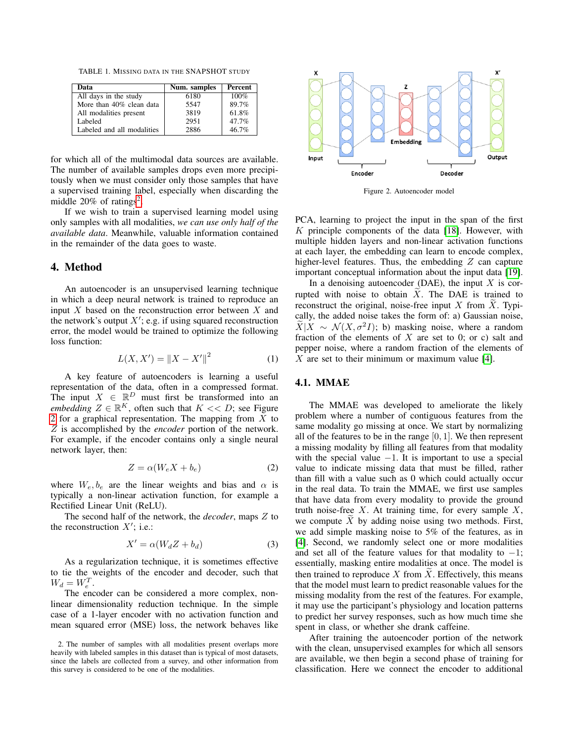TABLE 1. MISSING DATA IN THE SNAPSHOT STUDY

| Data | Num. samples | Percent |
|---|---|---|
| All days in the study | 6180 | 100% |
| More than 40% clean data | 5547 | 89.7% |
| All modalities present | 3819 | 61.8% |
| Labeled | 2951 | 47.7% |
| Labeled and all modalities | 2886 | 46.7% |

for which all of the multimodal data sources are available. The number of available samples drops even more precipitously when we must consider only those samples that have a supervised training label, especially when discarding the middle 20% of ratings[2].

If we wish to train a supervised learning model using only samples with all modalities, *we can use only half of the available data*. Meanwhile, valuable information contained in the remainder of the data goes to waste.

## 4. Method

An autoencoder is an unsupervised learning technique in which a deep neural network is trained to reproduce an input $X$ based on the reconstruction error between $X$ and the network's output $X'$; e.g. if using squared reconstruction error, the model would be trained to optimize the following loss function:

$$L(X, X') = \|X - X'\|^2 \tag{1}$$

A key feature of autoencoders is learning a useful representation of the data, often in a compressed format. The input $X \in \mathbb{R}^D$ must first be transformed into an *embedding* $Z \in \mathbb{R}^K$, often such that $K << D$; see Figure 2 for a graphical representation. The mapping from $X$ to $Z$ is accomplished by the *encoder* portion of the network. For example, if the encoder contains only a single neural network layer, then:

$$Z = \alpha(W_e X + b_e) \tag{2}$$

where $W_e, b_e$ are the linear weights and bias and $\alpha$ is typically a non-linear activation function, for example a Rectified Linear Unit (ReLU).

The second half of the network, the *decoder*, maps $Z$ to the reconstruction $X'$; i.e.:

$$X' = \alpha(W_d Z + b_d) \tag{3}$$

As a regularization technique, it is sometimes effective to tie the weights of the encoder and decoder, such that $W_d = W_e^T$.

The encoder can be considered a more complex, non-linear dimensionality reduction technique. In the simple case of a 1-layer encoder with no activation function and mean squared error (MSE) loss, the network behaves like PCA, learning to project the input in the span of the first $K$ principle components of the data [18]. However, with multiple hidden layers and non-linear activation functions at each layer, the embedding can learn to encode complex, higher-level features. Thus, the embedding $Z$ can capture important conceptual information about the input data [19].

Figure 2. Autoencoder model

In a denoising autoencoder (DAE), the input $X$ is corrupted with noise to obtain $\widetilde{X}$. The DAE is trained to reconstruct the original, noise-free input $X$ from $\widetilde{X}$. Typically, the added noise takes the form of: a) Gaussian noise, $\widetilde{X}|X \sim \mathcal{N}(X, \sigma^2 I)$; b) masking noise, where a random fraction of the elements of $X$ are set to 0; or c) salt and pepper noise, where a random fraction of the elements of $X$ are set to their minimum or maximum value [4].

### 4.1. MMAE

The MMAE was developed to ameliorate the likely problem where a number of contiguous features from the same modality go missing at once. We start by normalizing all of the features to be in the range $[0, 1]$. We then represent a missing modality by filling all features from that modality with the special value $-1$. It is important to use a special value to indicate missing data that must be filled, rather than fill with a value such as 0 which could actually occur in the real data. To train the MMAE, we first use samples that have data from every modality to provide the ground truth noise-free $X$. At training time, for every sample $X$, we compute $\widetilde{X}$ by adding noise using two methods. First, we add simple masking noise to 5% of the features, as in [4]. Second, we randomly select one or more modalities and set all of the feature values for that modality to $-1$; essentially, masking entire modalities at once. The model is then trained to reproduce $X$ from $\widetilde{X}$. Effectively, this means that the model must learn to predict reasonable values for the missing modality from the rest of the features. For example, it may use the participant's physiology and location patterns to predict her survey responses, such as how much time she spent in class, or whether she drank caffeine.

After training the autoencoder portion of the network with the clean, unsupervised examples for which all sensors are available, we then begin a second phase of training for classification. Here we connect the encoder to additional

2. The number of samples with all modalities present overlaps more heavily with labeled samples in this dataset than is typical of most datasets, since the labels are collected from a survey, and other information from this survey is considered to be one of the modalities.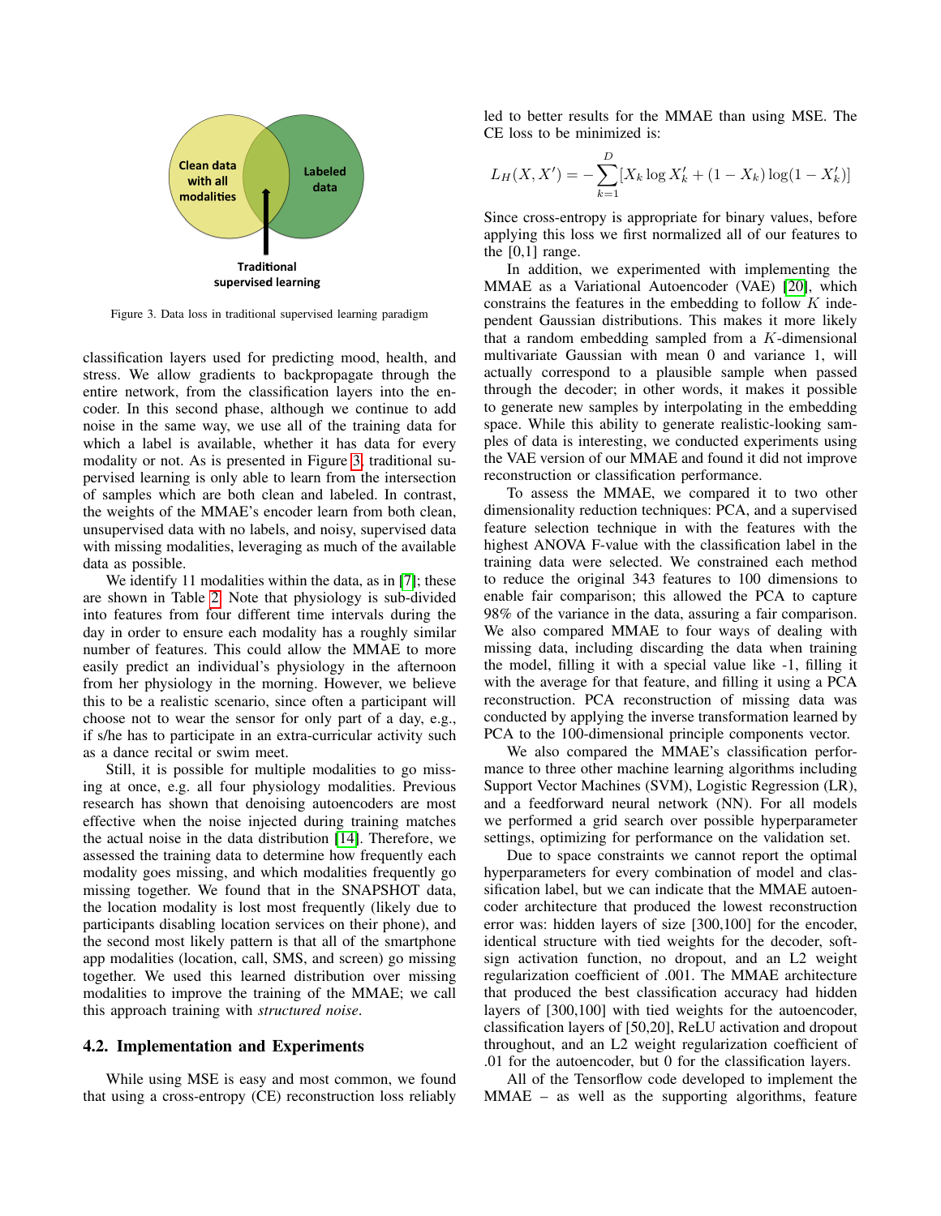Clean data with all modalities

Labeled data

Traditional supervised learning

Figure 3. Data loss in traditional supervised learning paradigm

classification layers used for predicting mood, health, and stress. We allow gradients to backpropagate through the entire network, from the classification layers into the encoder. In this second phase, although we continue to add noise in the same way, we use all of the training data for which a label is available, whether it has data for every modality or not. As is presented in Figure 3, traditional supervised learning is only able to learn from the intersection of samples which are both clean and labeled. In contrast, the weights of the MMAE's encoder learn from both clean, unsupervised data with no labels, and noisy, supervised data with missing modalities, leveraging as much of the available data as possible.

We identify 11 modalities within the data, as in [7]; these are shown in Table 2. Note that physiology is sub-divided into features from four different time intervals during the day in order to ensure each modality has a roughly similar number of features. This could allow the MMAE to more easily predict an individual's physiology in the afternoon from her physiology in the morning. However, we believe this to be a realistic scenario, since often a participant will choose not to wear the sensor for only part of a day, e.g., if s/he has to participate in an extra-curricular activity such as a dance recital or swim meet.

Still, it is possible for multiple modalities to go missing at once, e.g. all four physiology modalities. Previous research has shown that denoising autoencoders are most effective when the noise injected during training matches the actual noise in the data distribution [14]. Therefore, we assessed the training data to determine how frequently each modality goes missing, and which modalities frequently go missing together. We found that in the SNAPSHOT data, the location modality is lost most frequently (likely due to participants disabling location services on their phone), and the second most likely pattern is that all of the smartphone app modalities (location, call, SMS, and screen) go missing together. We used this learned distribution over missing modalities to improve the training of the MMAE; we call this approach training with *structured noise*.

## 4.2. Implementation and Experiments

While using MSE is easy and most common, we found that using a cross-entropy (CE) reconstruction loss reliably led to better results for the MMAE than using MSE. The CE loss to be minimized is:

$$L_H(X, X') = -\sum_{k=1}^{D}[X_k \log X'_k + (1 - X_k)\log(1 - X'_k)]$$

Since cross-entropy is appropriate for binary values, before applying this loss we first normalized all of our features to the [0,1] range.

In addition, we experimented with implementing the MMAE as a Variational Autoencoder (VAE) [20], which constrains the features in the embedding to follow $K$ independent Gaussian distributions. This makes it more likely that a random embedding sampled from a $K$-dimensional multivariate Gaussian with mean 0 and variance 1, will actually correspond to a plausible sample when passed through the decoder; in other words, it makes it possible to generate new samples by interpolating in the embedding space. While this ability to generate realistic-looking samples of data is interesting, we conducted experiments using the VAE version of our MMAE and found it did not improve reconstruction or classification performance.

To assess the MMAE, we compared it to two other dimensionality reduction techniques: PCA, and a supervised feature selection technique in with the features with the highest ANOVA F-value with the classification label in the training data were selected. We constrained each method to reduce the original 343 features to 100 dimensions to enable fair comparison; this allowed the PCA to capture 98% of the variance in the data, assuring a fair comparison. We also compared MMAE to four ways of dealing with missing data, including discarding the data when training the model, filling it with a special value like -1, filling it with the average for that feature, and filling it using a PCA reconstruction. PCA reconstruction of missing data was conducted by applying the inverse transformation learned by PCA to the 100-dimensional principle components vector.

We also compared the MMAE's classification performance to three other machine learning algorithms including Support Vector Machines (SVM), Logistic Regression (LR), and a feedforward neural network (NN). For all models we performed a grid search over possible hyperparameter settings, optimizing for performance on the validation set.

Due to space constraints we cannot report the optimal hyperparameters for every combination of model and classification label, but we can indicate that the MMAE autoencoder architecture that produced the lowest reconstruction error was: hidden layers of size [300,100] for the encoder, identical structure with tied weights for the decoder, softsign activation function, no dropout, and an L2 weight regularization coefficient of .001. The MMAE architecture that produced the best classification accuracy had hidden layers of [300,100] with tied weights for the autoencoder, classification layers of [50,20], ReLU activation and dropout throughout, and an L2 weight regularization coefficient of .01 for the autoencoder, but 0 for the classification layers.

All of the Tensorflow code developed to implement the MMAE – as well as the supporting algorithms, feature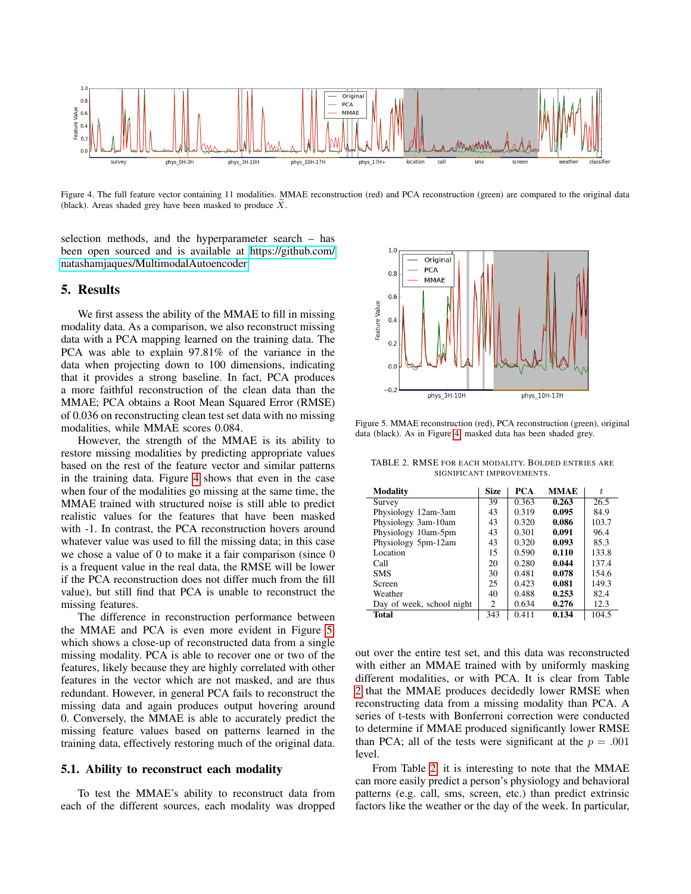Figure 4. The full feature vector containing 11 modalities. MMAE reconstruction (red) and PCA reconstruction (green) are compared to the original data (black). Areas shaded grey have been masked to produce $\tilde{X}$.

selection methods, and the hyperparameter search – has been open sourced and is available at https://github.com/natashamjaques/MultimodalAutoencoder

## 5. Results

We first assess the ability of the MMAE to fill in missing modality data. As a comparison, we also reconstruct missing data with a PCA mapping learned on the training data. The PCA was able to explain 97.81% of the variance in the data when projecting down to 100 dimensions, indicating that it provides a strong baseline. In fact, PCA produces a more faithful reconstruction of the clean data than the MMAE; PCA obtains a Root Mean Squared Error (RMSE) of 0.036 on reconstructing clean test set data with no missing modalities, while MMAE scores 0.084.

However, the strength of the MMAE is its ability to restore missing modalities by predicting appropriate values based on the rest of the feature vector and similar patterns in the training data. Figure 4 shows that even in the case when four of the modalities go missing at the same time, the MMAE trained with structured noise is still able to predict realistic values for the features that have been masked with -1. In contrast, the PCA reconstruction hovers around whatever value was used to fill the missing data; in this case we chose a value of 0 to make it a fair comparison (since 0 is a frequent value in the real data, the RMSE will be lower if the PCA reconstruction does not differ much from the fill value), but still find that PCA is unable to reconstruct the missing features.

The difference in reconstruction performance between the MMAE and PCA is even more evident in Figure 5, which shows a close-up of reconstructed data from a single missing modality. PCA is able to recover one or two of the features, likely because they are highly correlated with other features in the vector which are not masked, and are thus redundant. However, in general PCA fails to reconstruct the missing data and again produces output hovering around 0. Conversely, the MMAE is able to accurately predict the missing feature values based on patterns learned in the training data, effectively restoring much of the original data.

### 5.1. Ability to reconstruct each modality

To test the MMAE's ability to reconstruct data from each of the different sources, each modality was dropped out over the entire test set, and this data was reconstructed with either an MMAE trained with by uniformly masking different modalities, or with PCA. It is clear from Table 2 that the MMAE produces decidedly lower RMSE when reconstructing data from a missing modality than PCA. A series of t-tests with Bonferroni correction were conducted to determine if MMAE produced significantly lower RMSE than PCA; all of the tests were significant at the $p = .001$ level.

From Table 2, it is interesting to note that the MMAE can more easily predict a person's physiology and behavioral patterns (e.g. call, sms, screen, etc.) than predict extrinsic factors like the weather or the day of the week. In particular,

Figure 5. MMAE reconstruction (red), PCA reconstruction (green), original data (black). As in Figure 4, masked data has been shaded grey.

TABLE 2. RMSE FOR EACH MODALITY. BOLDED ENTRIES ARE SIGNIFICANT IMPROVEMENTS.

| Modality | Size | PCA | MMAE | $t$ |
|---|---|---|---|---|
| Survey | 39 | 0.363 | **0.263** | 26.5 |
| Physiology 12am-3am | 43 | 0.319 | **0.095** | 84.9 |
| Physiology 3am-10am | 43 | 0.320 | **0.086** | 103.7 |
| Physiology 10am-5pm | 43 | 0.301 | **0.091** | 96.4 |
| Physiology 5pm-12am | 43 | 0.320 | **0.093** | 85.3 |
| Location | 15 | 0.590 | **0.110** | 133.8 |
| Call | 20 | 0.280 | **0.044** | 137.4 |
| SMS | 30 | 0.481 | **0.078** | 154.6 |
| Screen | 25 | 0.423 | **0.081** | 149.3 |
| Weather | 40 | 0.488 | **0.253** | 82.4 |
| Day of week, school night | 2 | 0.634 | **0.276** | 12.3 |
| **Total** | 343 | 0.411 | **0.134** | 104.5 |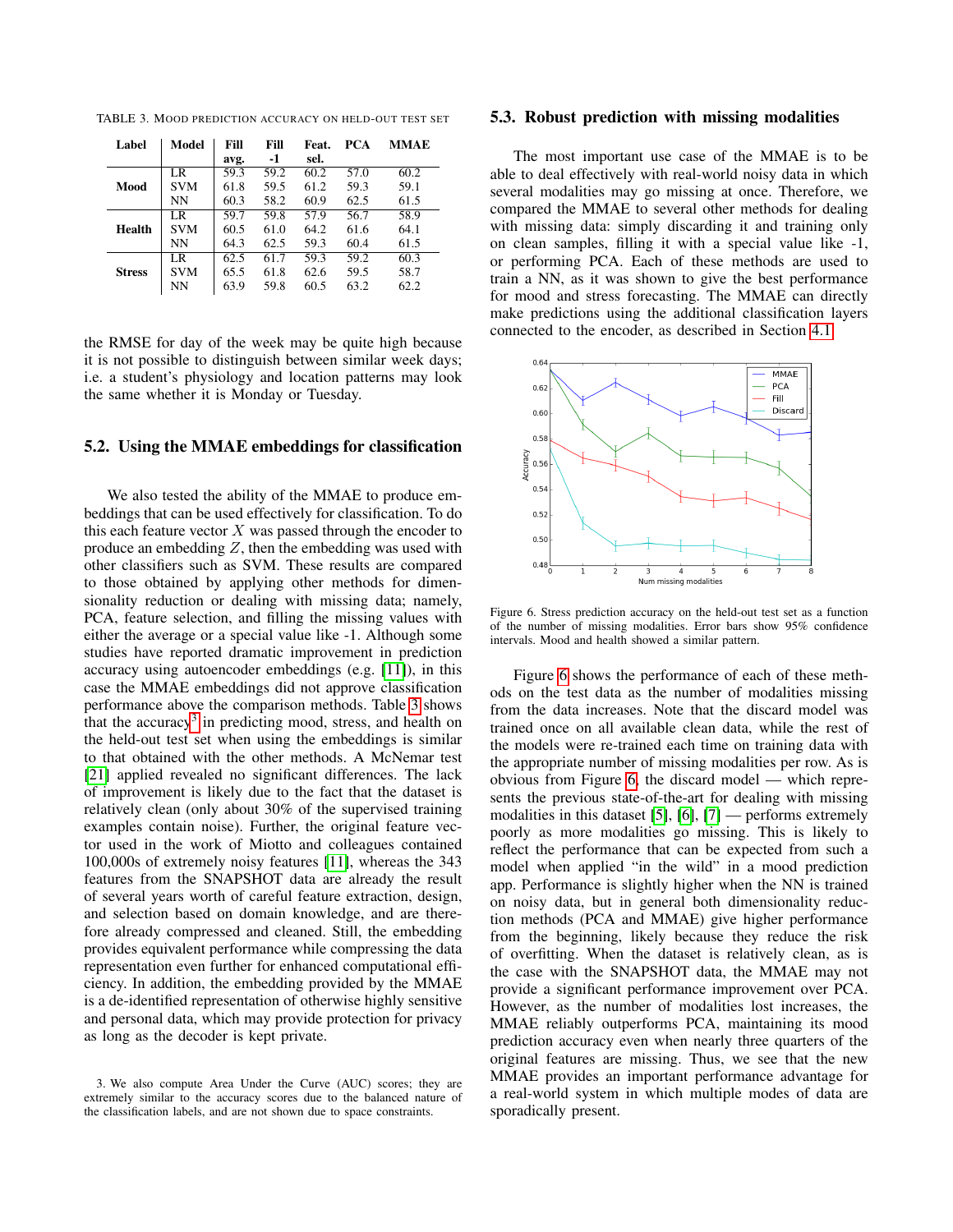TABLE 3. MOOD PREDICTION ACCURACY ON HELD-OUT TEST SET

| Label | Model | Fill avg. | Fill -1 | Feat. sel. | PCA | MMAE |
|---|---|---|---|---|---|---|
| **Mood** | LR | 59.3 | 59.2 | 60.2 | 57.0 | 60.2 |
| | SVM | 61.8 | 59.5 | 61.2 | 59.3 | 59.1 |
| | NN | 60.3 | 58.2 | 60.9 | 62.5 | 61.5 |
| **Health** | LR | 59.7 | 59.8 | 57.9 | 56.7 | 58.9 |
| | SVM | 60.5 | 61.0 | 64.2 | 61.6 | 64.1 |
| | NN | 64.3 | 62.5 | 59.3 | 60.4 | 61.5 |
| **Stress** | LR | 62.5 | 61.7 | 59.3 | 59.2 | 60.3 |
| | SVM | 65.5 | 61.8 | 62.6 | 59.5 | 58.7 |
| | NN | 63.9 | 59.8 | 60.5 | 63.2 | 62.2 |

the RMSE for day of the week may be quite high because it is not possible to distinguish between similar week days; i.e. a student's physiology and location patterns may look the same whether it is Monday or Tuesday.

## 5.2. Using the MMAE embeddings for classification

We also tested the ability of the MMAE to produce embeddings that can be used effectively for classification. To do this each feature vector $X$ was passed through the encoder to produce an embedding $Z$, then the embedding was used with other classifiers such as SVM. These results are compared to those obtained by applying other methods for dimensionality reduction or dealing with missing data; namely, PCA, feature selection, and filling the missing values with either the average or a special value like -1. Although some studies have reported dramatic improvement in prediction accuracy using autoencoder embeddings (e.g. [11]), in this case the MMAE embeddings did not approve classification performance above the comparison methods. Table 3 shows that the accuracy[3] in predicting mood, stress, and health on the held-out test set when using the embeddings is similar to that obtained with the other methods. A McNemar test [21] applied revealed no significant differences. The lack of improvement is likely due to the fact that the dataset is relatively clean (only about 30% of the supervised training examples contain noise). Further, the original feature vector used in the work of Miotto and colleagues contained 100,000s of extremely noisy features [11], whereas the 343 features from the SNAPSHOT data are already the result of several years worth of careful feature extraction, design, and selection based on domain knowledge, and are therefore already compressed and cleaned. Still, the embedding provides equivalent performance while compressing the data representation even further for enhanced computational efficiency. In addition, the embedding provided by the MMAE is a de-identified representation of otherwise highly sensitive and personal data, which may provide protection for privacy as long as the decoder is kept private.

3. We also compute Area Under the Curve (AUC) scores; they are extremely similar to the accuracy scores due to the balanced nature of the classification labels, and are not shown due to space constraints.

## 5.3. Robust prediction with missing modalities

The most important use case of the MMAE is to be able to deal effectively with real-world noisy data in which several modalities may go missing at once. Therefore, we compared the MMAE to several other methods for dealing with missing data: simply discarding it and training only on clean samples, filling it with a special value like -1, or performing PCA. Each of these methods are used to train a NN, as it was shown to give the best performance for mood and stress forecasting. The MMAE can directly make predictions using the additional classification layers connected to the encoder, as described in Section 4.1.

Figure 6. Stress prediction accuracy on the held-out test set as a function of the number of missing modalities. Error bars show 95% confidence intervals. Mood and health showed a similar pattern.

Figure 6 shows the performance of each of these methods on the test data as the number of modalities missing from the data increases. Note that the discard model was trained once on all available clean data, while the rest of the models were re-trained each time on training data with the appropriate number of missing modalities per row. As is obvious from Figure 6, the discard model — which represents the previous state-of-the-art for dealing with missing modalities in this dataset [5], [6], [7] — performs extremely poorly as more modalities go missing. This is likely to reflect the performance that can be expected from such a model when applied "in the wild" in a mood prediction app. Performance is slightly higher when the NN is trained on noisy data, but in general both dimensionality reduction methods (PCA and MMAE) give higher performance from the beginning, likely because they reduce the risk of overfitting. When the dataset is relatively clean, as is the case with the SNAPSHOT data, the MMAE may not provide a significant performance improvement over PCA. However, as the number of modalities lost increases, the MMAE reliably outperforms PCA, maintaining its mood prediction accuracy even when nearly three quarters of the original features are missing. Thus, we see that the new MMAE provides an important performance advantage for a real-world system in which multiple modes of data are sporadically present.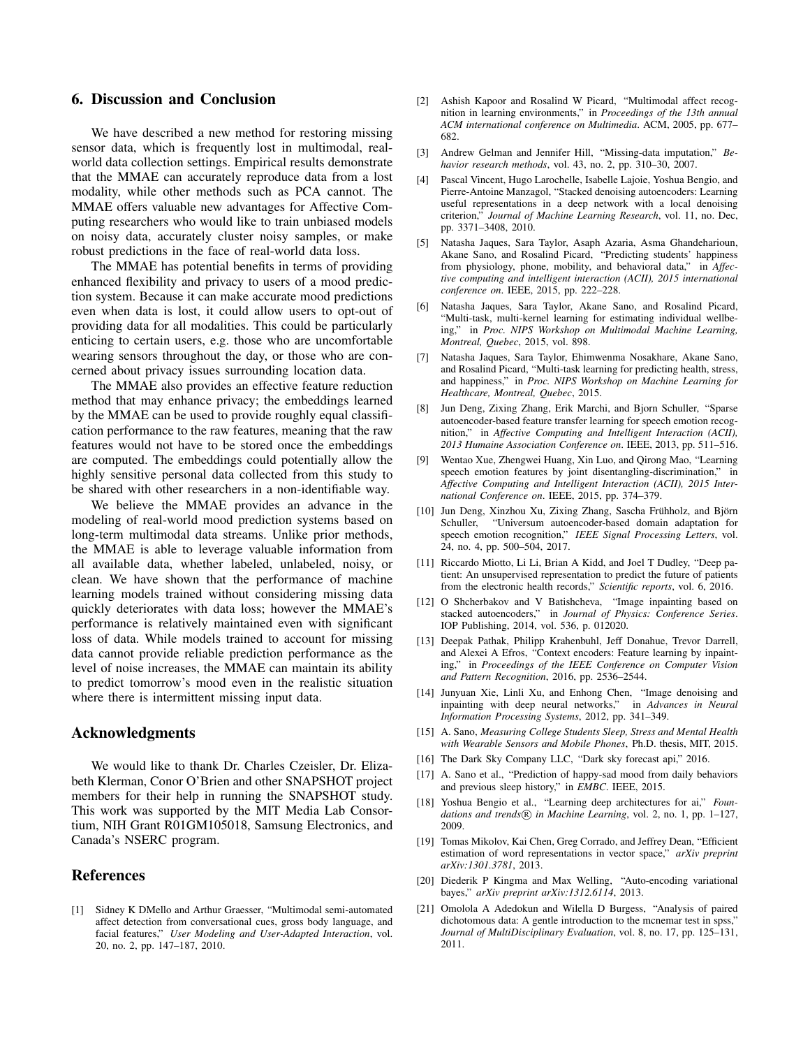## 6. Discussion and Conclusion

We have described a new method for restoring missing sensor data, which is frequently lost in multimodal, real-world data collection settings. Empirical results demonstrate that the MMAE can accurately reproduce data from a lost modality, while other methods such as PCA cannot. The MMAE offers valuable new advantages for Affective Computing researchers who would like to train unbiased models on noisy data, accurately cluster noisy samples, or make robust predictions in the face of real-world data loss.

The MMAE has potential benefits in terms of providing enhanced flexibility and privacy to users of a mood prediction system. Because it can make accurate mood predictions even when data is lost, it could allow users to opt-out of providing data for all modalities. This could be particularly enticing to certain users, e.g. those who are uncomfortable wearing sensors throughout the day, or those who are concerned about privacy issues surrounding location data.

The MMAE also provides an effective feature reduction method that may enhance privacy; the embeddings learned by the MMAE can be used to provide roughly equal classification performance to the raw features, meaning that the raw features would not have to be stored once the embeddings are computed. The embeddings could potentially allow the highly sensitive personal data collected from this study to be shared with other researchers in a non-identifiable way.

We believe the MMAE provides an advance in the modeling of real-world mood prediction systems based on long-term multimodal data streams. Unlike prior methods, the MMAE is able to leverage valuable information from all available data, whether labeled, unlabeled, noisy, or clean. We have shown that the performance of machine learning models trained without considering missing data quickly deteriorates with data loss; however the MMAE's performance is relatively maintained even with significant loss of data. While models trained to account for missing data cannot provide reliable prediction performance as the level of noise increases, the MMAE can maintain its ability to predict tomorrow's mood even in the realistic situation where there is intermittent missing input data.

## Acknowledgments

We would like to thank Dr. Charles Czeisler, Dr. Elizabeth Klerman, Conor O'Brien and other SNAPSHOT project members for their help in running the SNAPSHOT study. This work was supported by the MIT Media Lab Consortium, NIH Grant R01GM105018, Samsung Electronics, and Canada's NSERC program.

## References

[1] Sidney K DMello and Arthur Graesser, "Multimodal semi-automated affect detection from conversational cues, gross body language, and facial features," *User Modeling and User-Adapted Interaction*, vol. 20, no. 2, pp. 147–187, 2010.

[2] Ashish Kapoor and Rosalind W Picard, "Multimodal affect recognition in learning environments," in *Proceedings of the 13th annual ACM international conference on Multimedia*. ACM, 2005, pp. 677–682.

[3] Andrew Gelman and Jennifer Hill, "Missing-data imputation," *Behavior research methods*, vol. 43, no. 2, pp. 310–30, 2007.

[4] Pascal Vincent, Hugo Larochelle, Isabelle Lajoie, Yoshua Bengio, and Pierre-Antoine Manzagol, "Stacked denoising autoencoders: Learning useful representations in a deep network with a local denoising criterion," *Journal of Machine Learning Research*, vol. 11, no. Dec, pp. 3371–3408, 2010.

[5] Natasha Jaques, Sara Taylor, Asaph Azaria, Asma Ghandeharioun, Akane Sano, and Rosalind Picard, "Predicting students' happiness from physiology, phone, mobility, and behavioral data," in *Affective computing and intelligent interaction (ACII), 2015 international conference on*. IEEE, 2015, pp. 222–228.

[6] Natasha Jaques, Sara Taylor, Akane Sano, and Rosalind Picard, "Multi-task, multi-kernel learning for estimating individual wellbeing," in *Proc. NIPS Workshop on Multimodal Machine Learning, Montreal, Quebec*, 2015, vol. 898.

[7] Natasha Jaques, Sara Taylor, Ehimwenma Nosakhare, Akane Sano, and Rosalind Picard, "Multi-task learning for predicting health, stress, and happiness," in *Proc. NIPS Workshop on Machine Learning for Healthcare, Montreal, Quebec*, 2015.

[8] Jun Deng, Zixing Zhang, Erik Marchi, and Bjorn Schuller, "Sparse autoencoder-based feature transfer learning for speech emotion recognition," in *Affective Computing and Intelligent Interaction (ACII), 2013 Humaine Association Conference on*. IEEE, 2013, pp. 511–516.

[9] Wentao Xue, Zhengwei Huang, Xin Luo, and Qirong Mao, "Learning speech emotion features by joint disentangling-discrimination," in *Affective Computing and Intelligent Interaction (ACII), 2015 International Conference on*. IEEE, 2015, pp. 374–379.

[10] Jun Deng, Xinzhou Xu, Zixing Zhang, Sascha Frühholz, and Björn Schuller, "Universum autoencoder-based domain adaptation for speech emotion recognition," *IEEE Signal Processing Letters*, vol. 24, no. 4, pp. 500–504, 2017.

[11] Riccardo Miotto, Li Li, Brian A Kidd, and Joel T Dudley, "Deep patient: An unsupervised representation to predict the future of patients from the electronic health records," *Scientific reports*, vol. 6, 2016.

[12] O Shcherbakov and V Batishcheva, "Image inpainting based on stacked autoencoders," in *Journal of Physics: Conference Series*. IOP Publishing, 2014, vol. 536, p. 012020.

[13] Deepak Pathak, Philipp Krahenbuhl, Jeff Donahue, Trevor Darrell, and Alexei A Efros, "Context encoders: Feature learning by inpainting," in *Proceedings of the IEEE Conference on Computer Vision and Pattern Recognition*, 2016, pp. 2536–2544.

[14] Junyuan Xie, Linli Xu, and Enhong Chen, "Image denoising and inpainting with deep neural networks," in *Advances in Neural Information Processing Systems*, 2012, pp. 341–349.

[15] A. Sano, *Measuring College Students Sleep, Stress and Mental Health with Wearable Sensors and Mobile Phones*, Ph.D. thesis, MIT, 2015.

[16] The Dark Sky Company LLC, "Dark sky forecast api," 2016.

[17] A. Sano et al., "Prediction of happy-sad mood from daily behaviors and previous sleep history," in *EMBC*. IEEE, 2015.

[18] Yoshua Bengio et al., "Learning deep architectures for ai," *Foundations and trends® in Machine Learning*, vol. 2, no. 1, pp. 1–127, 2009.

[19] Tomas Mikolov, Kai Chen, Greg Corrado, and Jeffrey Dean, "Efficient estimation of word representations in vector space," *arXiv preprint arXiv:1301.3781*, 2013.

[20] Diederik P Kingma and Max Welling, "Auto-encoding variational bayes," *arXiv preprint arXiv:1312.6114*, 2013.

[21] Omolola A Adedokun and Wilella D Burgess, "Analysis of paired dichotomous data: A gentle introduction to the mcnemar test in spss," *Journal of MultiDisciplinary Evaluation*, vol. 8, no. 17, pp. 125–131, 2011.